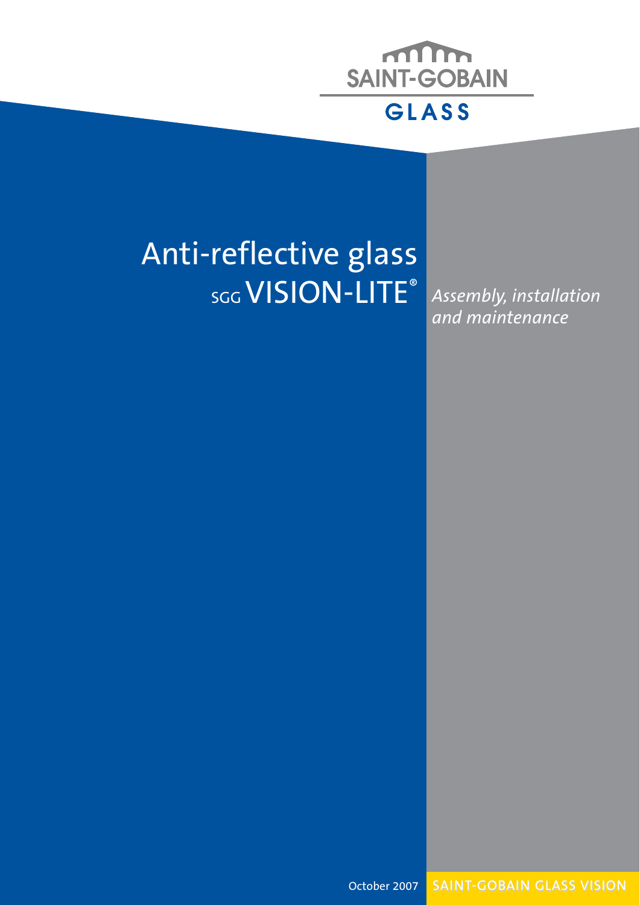SAINT-GOBAIN

GLASS

# Anti-reflective glass
## SGG VISION-LITE®

*Assembly, installation and maintenance*

October 2007

SAINT-GOBAIN GLASS VISION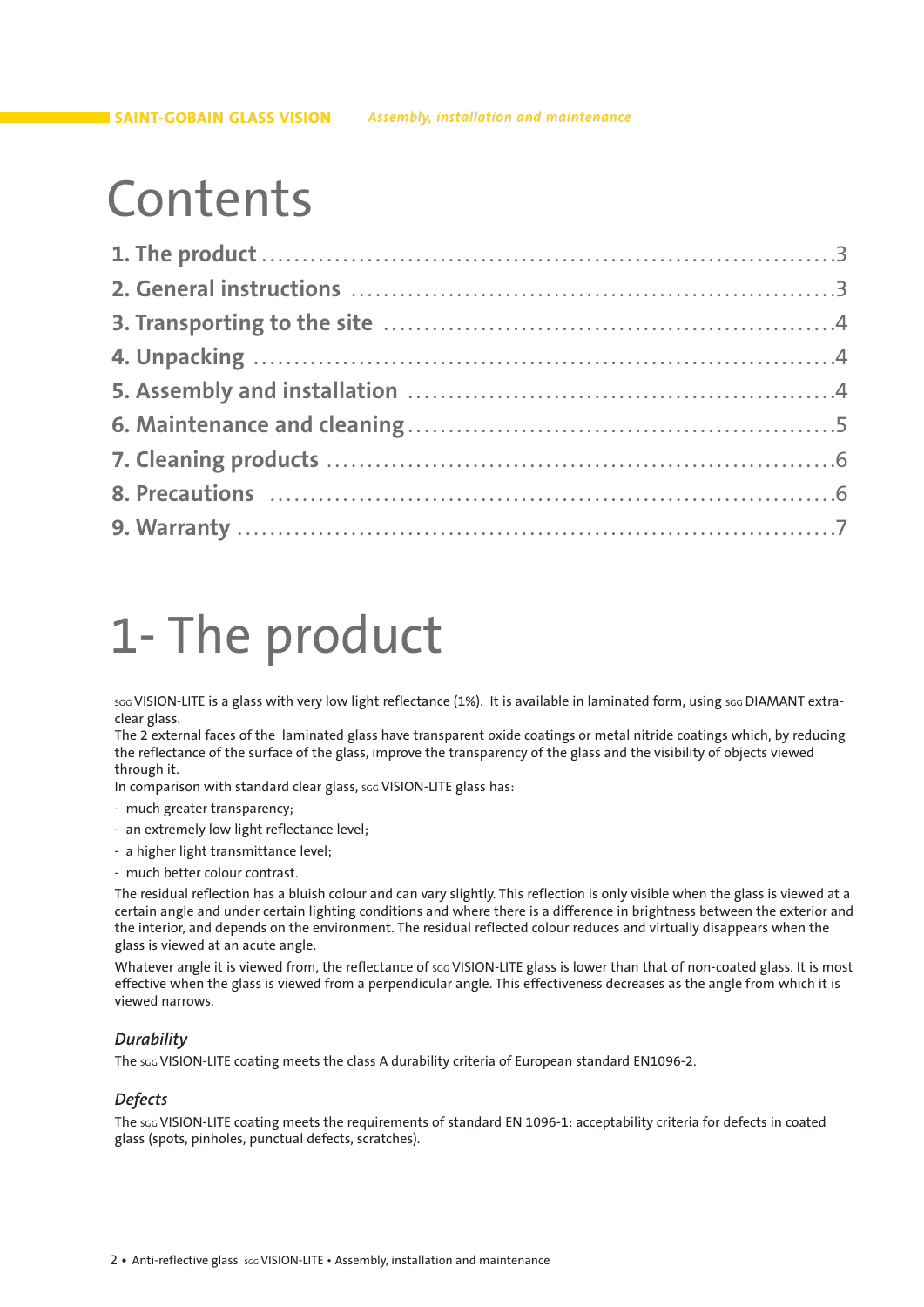# Contents

1. The product ........................................................3
2. General instructions ........................................................3
3. Transporting to the site ........................................................4
4. Unpacking ........................................................4
5. Assembly and installation ........................................................4
6. Maintenance and cleaning ........................................................5
7. Cleaning products ........................................................6
8. Precautions ........................................................6
9. Warranty ........................................................7

# 1- The product

SGG VISION-LITE is a glass with very low light reflectance (1%). It is available in laminated form, using SGG DIAMANT extra-clear glass.
The 2 external faces of the laminated glass have transparent oxide coatings or metal nitride coatings which, by reducing the reflectance of the surface of the glass, improve the transparency of the glass and the visibility of objects viewed through it.
In comparison with standard clear glass, SGG VISION-LITE glass has:

- much greater transparency;
- an extremely low light reflectance level;
- a higher light transmittance level;
- much better colour contrast.

The residual reflection has a bluish colour and can vary slightly. This reflection is only visible when the glass is viewed at a certain angle and under certain lighting conditions and where there is a difference in brightness between the exterior and the interior, and depends on the environment. The residual reflected colour reduces and virtually disappears when the glass is viewed at an acute angle.

Whatever angle it is viewed from, the reflectance of SGG VISION-LITE glass is lower than that of non-coated glass. It is most effective when the glass is viewed from a perpendicular angle. This effectiveness decreases as the angle from which it is viewed narrows.

### *Durability*

The SGG VISION-LITE coating meets the class A durability criteria of European standard EN1096-2.

### *Defects*

The SGG VISION-LITE coating meets the requirements of standard EN 1096-1: acceptability criteria for defects in coated glass (spots, pinholes, punctual defects, scratches).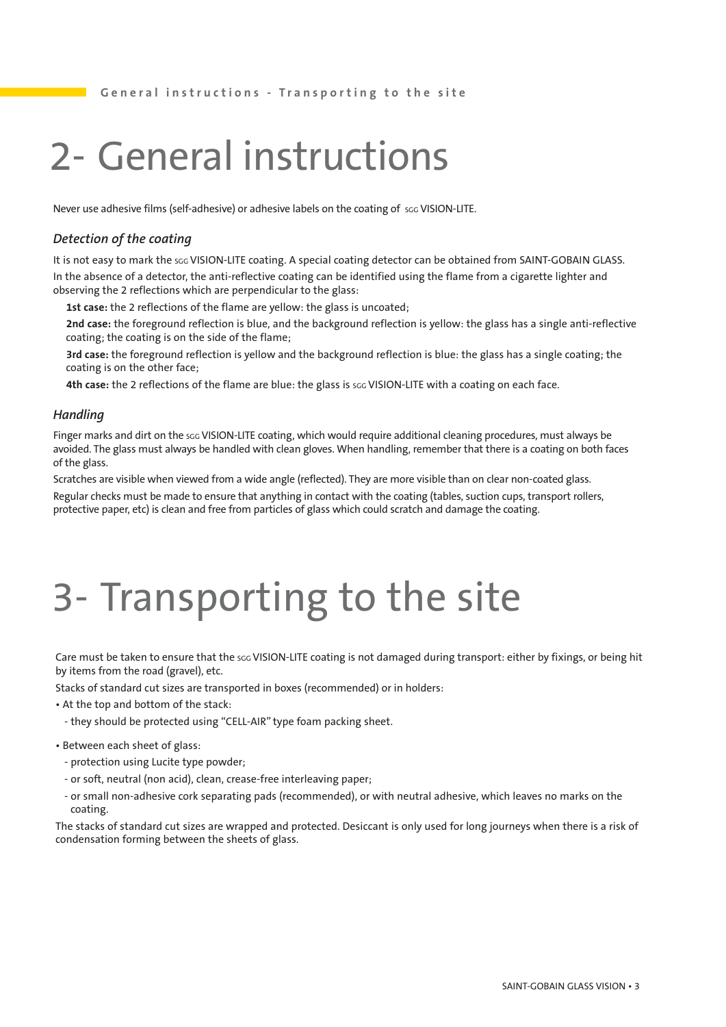# 2- General instructions

Never use adhesive films (self-adhesive) or adhesive labels on the coating of SGG VISION-LITE.

### *Detection of the coating*

It is not easy to mark the SGG VISION-LITE coating. A special coating detector can be obtained from SAINT-GOBAIN GLASS.
In the absence of a detector, the anti-reflective coating can be identified using the flame from a cigarette lighter and observing the 2 reflections which are perpendicular to the glass:

**1st case:** the 2 reflections of the flame are yellow: the glass is uncoated;

**2nd case:** the foreground reflection is blue, and the background reflection is yellow: the glass has a single anti-reflective coating; the coating is on the side of the flame;

**3rd case:** the foreground reflection is yellow and the background reflection is blue: the glass has a single coating; the coating is on the other face;

**4th case:** the 2 reflections of the flame are blue: the glass is SGG VISION-LITE with a coating on each face.

### *Handling*

Finger marks and dirt on the SGG VISION-LITE coating, which would require additional cleaning procedures, must always be avoided. The glass must always be handled with clean gloves. When handling, remember that there is a coating on both faces of the glass.

Scratches are visible when viewed from a wide angle (reflected). They are more visible than on clear non-coated glass.

Regular checks must be made to ensure that anything in contact with the coating (tables, suction cups, transport rollers, protective paper, etc) is clean and free from particles of glass which could scratch and damage the coating.

# 3- Transporting to the site

Care must be taken to ensure that the SGG VISION-LITE coating is not damaged during transport: either by fixings, or being hit by items from the road (gravel), etc.

Stacks of standard cut sizes are transported in boxes (recommended) or in holders:

- At the top and bottom of the stack:
  - they should be protected using "CELL-AIR" type foam packing sheet.
- Between each sheet of glass:
  - protection using Lucite type powder;
  - or soft, neutral (non acid), clean, crease-free interleaving paper;
  - or small non-adhesive cork separating pads (recommended), or with neutral adhesive, which leaves no marks on the coating.

The stacks of standard cut sizes are wrapped and protected. Desiccant is only used for long journeys when there is a risk of condensation forming between the sheets of glass.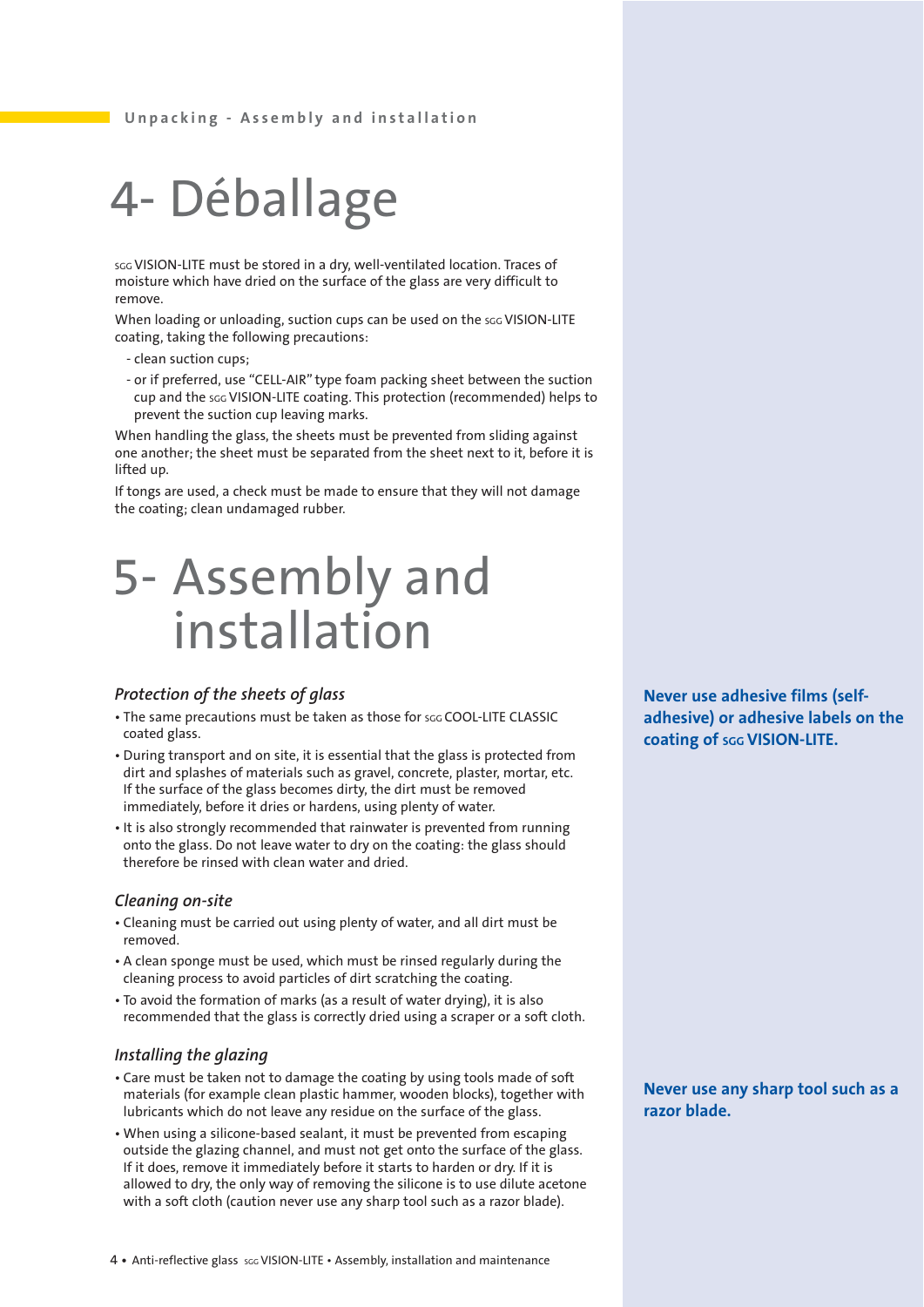# 4- Déballage

SGG VISION-LITE must be stored in a dry, well-ventilated location. Traces of moisture which have dried on the surface of the glass are very difficult to remove.

When loading or unloading, suction cups can be used on the SGG VISION-LITE coating, taking the following precautions:

- clean suction cups;
- or if preferred, use "CELL-AIR" type foam packing sheet between the suction cup and the SGG VISION-LITE coating. This protection (recommended) helps to prevent the suction cup leaving marks.

When handling the glass, the sheets must be prevented from sliding against one another; the sheet must be separated from the sheet next to it, before it is lifted up.

If tongs are used, a check must be made to ensure that they will not damage the coating; clean undamaged rubber.

# 5- Assembly and installation

### *Protection of the sheets of glass*

- The same precautions must be taken as those for SGG COOL-LITE CLASSIC coated glass.
- During transport and on site, it is essential that the glass is protected from dirt and splashes of materials such as gravel, concrete, plaster, mortar, etc. If the surface of the glass becomes dirty, the dirt must be removed immediately, before it dries or hardens, using plenty of water.
- It is also strongly recommended that rainwater is prevented from running onto the glass. Do not leave water to dry on the coating: the glass should therefore be rinsed with clean water and dried.

**Never use adhesive films (self-adhesive) or adhesive labels on the coating of SGG VISION-LITE.**

### *Cleaning on-site*

- Cleaning must be carried out using plenty of water, and all dirt must be removed.
- A clean sponge must be used, which must be rinsed regularly during the cleaning process to avoid particles of dirt scratching the coating.
- To avoid the formation of marks (as a result of water drying), it is also recommended that the glass is correctly dried using a scraper or a soft cloth.

### *Installing the glazing*

- Care must be taken not to damage the coating by using tools made of soft materials (for example clean plastic hammer, wooden blocks), together with lubricants which do not leave any residue on the surface of the glass.
- When using a silicone-based sealant, it must be prevented from escaping outside the glazing channel, and must not get onto the surface of the glass. If it does, remove it immediately before it starts to harden or dry. If it is allowed to dry, the only way of removing the silicone is to use dilute acetone with a soft cloth (caution never use any sharp tool such as a razor blade).

**Never use any sharp tool such as a razor blade.**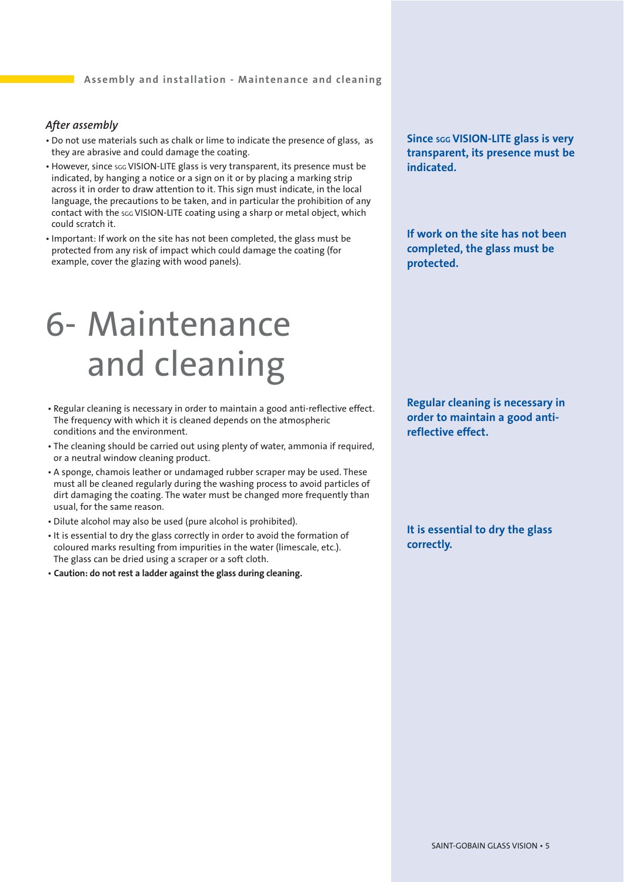*After assembly*

- Do not use materials such as chalk or lime to indicate the presence of glass, as they are abrasive and could damage the coating.
- However, since SGG VISION-LITE glass is very transparent, its presence must be indicated, by hanging a notice or a sign on it or by placing a marking strip across it in order to draw attention to it. This sign must indicate, in the local language, the precautions to be taken, and in particular the prohibition of any contact with the SGG VISION-LITE coating using a sharp or metal object, which could scratch it.
- Important: If work on the site has not been completed, the glass must be protected from any risk of impact which could damage the coating (for example, cover the glazing with wood panels).

**Since SGG VISION-LITE glass is very transparent, its presence must be indicated.**

**If work on the site has not been completed, the glass must be protected.**

# 6- Maintenance and cleaning

- Regular cleaning is necessary in order to maintain a good anti-reflective effect. The frequency with which it is cleaned depends on the atmospheric conditions and the environment.
- The cleaning should be carried out using plenty of water, ammonia if required, or a neutral window cleaning product.
- A sponge, chamois leather or undamaged rubber scraper may be used. These must all be cleaned regularly during the washing process to avoid particles of dirt damaging the coating. The water must be changed more frequently than usual, for the same reason.
- Dilute alcohol may also be used (pure alcohol is prohibited).
- It is essential to dry the glass correctly in order to avoid the formation of coloured marks resulting from impurities in the water (limescale, etc.). The glass can be dried using a scraper or a soft cloth.
- **Caution: do not rest a ladder against the glass during cleaning.**

**Regular cleaning is necessary in order to maintain a good anti-reflective effect.**

**It is essential to dry the glass correctly.**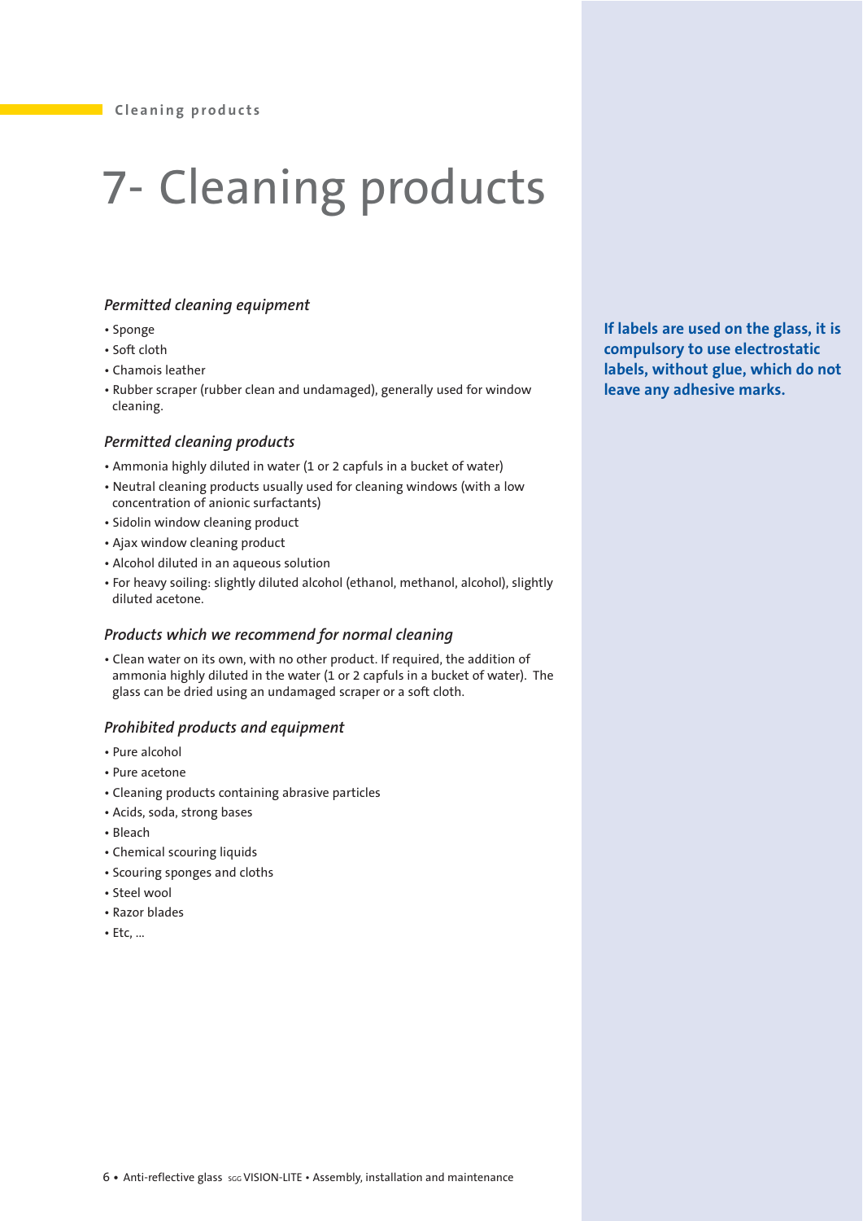# 7- Cleaning products

*Permitted cleaning equipment*

- Sponge
- Soft cloth
- Chamois leather
- Rubber scraper (rubber clean and undamaged), generally used for window cleaning.

*Permitted cleaning products*

- Ammonia highly diluted in water (1 or 2 capfuls in a bucket of water)
- Neutral cleaning products usually used for cleaning windows (with a low concentration of anionic surfactants)
- Sidolin window cleaning product
- Ajax window cleaning product
- Alcohol diluted in an aqueous solution
- For heavy soiling: slightly diluted alcohol (ethanol, methanol, alcohol), slightly diluted acetone.

*Products which we recommend for normal cleaning*

- Clean water on its own, with no other product. If required, the addition of ammonia highly diluted in the water (1 or 2 capfuls in a bucket of water). The glass can be dried using an undamaged scraper or a soft cloth.

*Prohibited products and equipment*

- Pure alcohol
- Pure acetone
- Cleaning products containing abrasive particles
- Acids, soda, strong bases
- Bleach
- Chemical scouring liquids
- Scouring sponges and cloths
- Steel wool
- Razor blades
- Etc, ...

**If labels are used on the glass, it is compulsory to use electrostatic labels, without glue, which do not leave any adhesive marks.**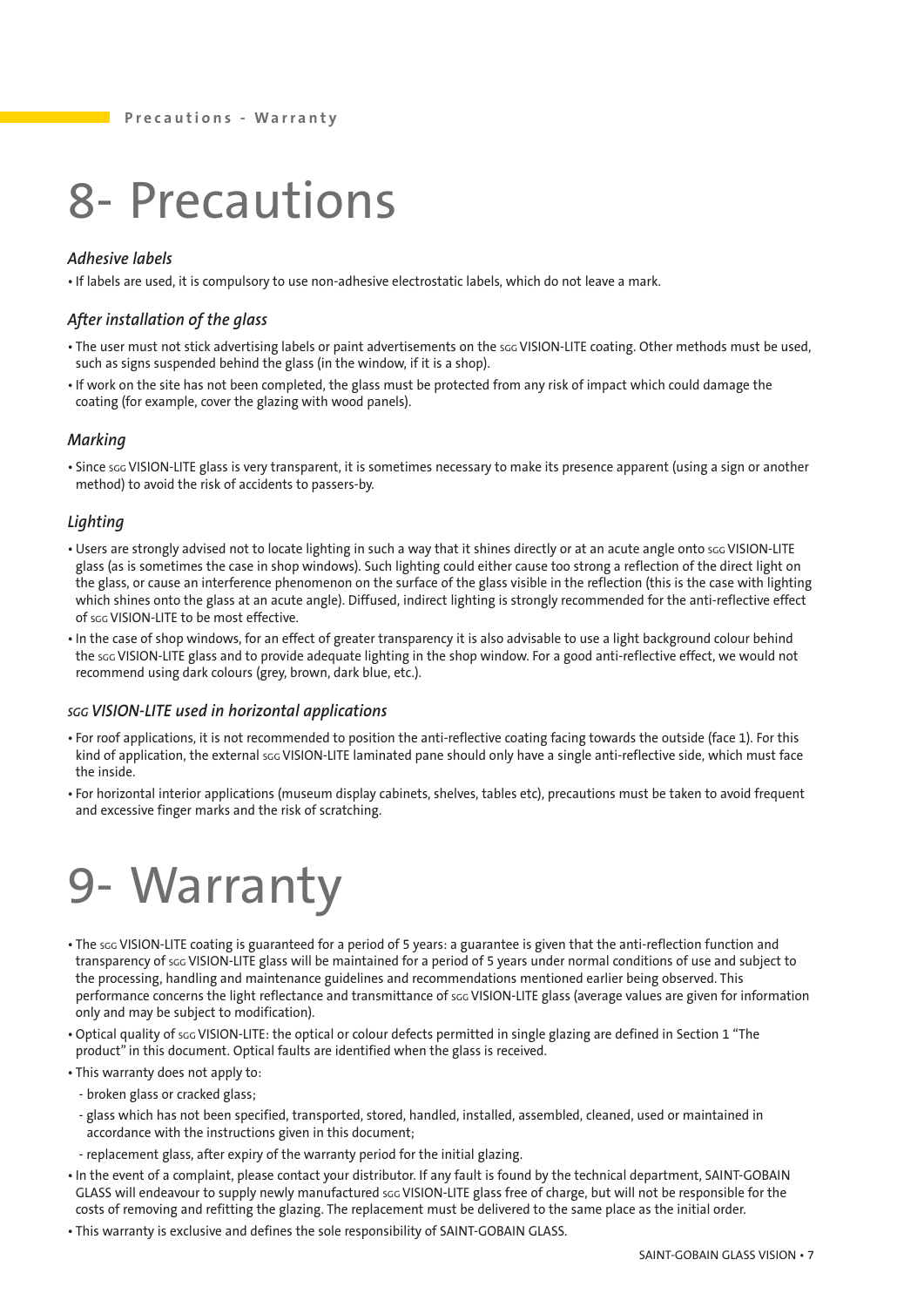# 8- Precautions

### *Adhesive labels*

- If labels are used, it is compulsory to use non-adhesive electrostatic labels, which do not leave a mark.

### *After installation of the glass*

- The user must not stick advertising labels or paint advertisements on the SGG VISION-LITE coating. Other methods must be used, such as signs suspended behind the glass (in the window, if it is a shop).
- If work on the site has not been completed, the glass must be protected from any risk of impact which could damage the coating (for example, cover the glazing with wood panels).

### *Marking*

- Since SGG VISION-LITE glass is very transparent, it is sometimes necessary to make its presence apparent (using a sign or another method) to avoid the risk of accidents to passers-by.

### *Lighting*

- Users are strongly advised not to locate lighting in such a way that it shines directly or at an acute angle onto SGG VISION-LITE glass (as is sometimes the case in shop windows). Such lighting could either cause too strong a reflection of the direct light on the glass, or cause an interference phenomenon on the surface of the glass visible in the reflection (this is the case with lighting which shines onto the glass at an acute angle). Diffused, indirect lighting is strongly recommended for the anti-reflective effect of SGG VISION-LITE to be most effective.
- In the case of shop windows, for an effect of greater transparency it is also advisable to use a light background colour behind the SGG VISION-LITE glass and to provide adequate lighting in the shop window. For a good anti-reflective effect, we would not recommend using dark colours (grey, brown, dark blue, etc.).

### *SGG VISION-LITE used in horizontal applications*

- For roof applications, it is not recommended to position the anti-reflective coating facing towards the outside (face 1). For this kind of application, the external SGG VISION-LITE laminated pane should only have a single anti-reflective side, which must face the inside.
- For horizontal interior applications (museum display cabinets, shelves, tables etc), precautions must be taken to avoid frequent and excessive finger marks and the risk of scratching.

# 9- Warranty

- The SGG VISION-LITE coating is guaranteed for a period of 5 years: a guarantee is given that the anti-reflection function and transparency of SGG VISION-LITE glass will be maintained for a period of 5 years under normal conditions of use and subject to the processing, handling and maintenance guidelines and recommendations mentioned earlier being observed. This performance concerns the light reflectance and transmittance of SGG VISION-LITE glass (average values are given for information only and may be subject to modification).
- Optical quality of SGG VISION-LITE: the optical or colour defects permitted in single glazing are defined in Section 1 "The product" in this document. Optical faults are identified when the glass is received.
- This warranty does not apply to:
  - broken glass or cracked glass;
  - glass which has not been specified, transported, stored, handled, installed, assembled, cleaned, used or maintained in accordance with the instructions given in this document;
  - replacement glass, after expiry of the warranty period for the initial glazing.
- In the event of a complaint, please contact your distributor. If any fault is found by the technical department, SAINT-GOBAIN GLASS will endeavour to supply newly manufactured SGG VISION-LITE glass free of charge, but will not be responsible for the costs of removing and refitting the glazing. The replacement must be delivered to the same place as the initial order.
- This warranty is exclusive and defines the sole responsibility of SAINT-GOBAIN GLASS.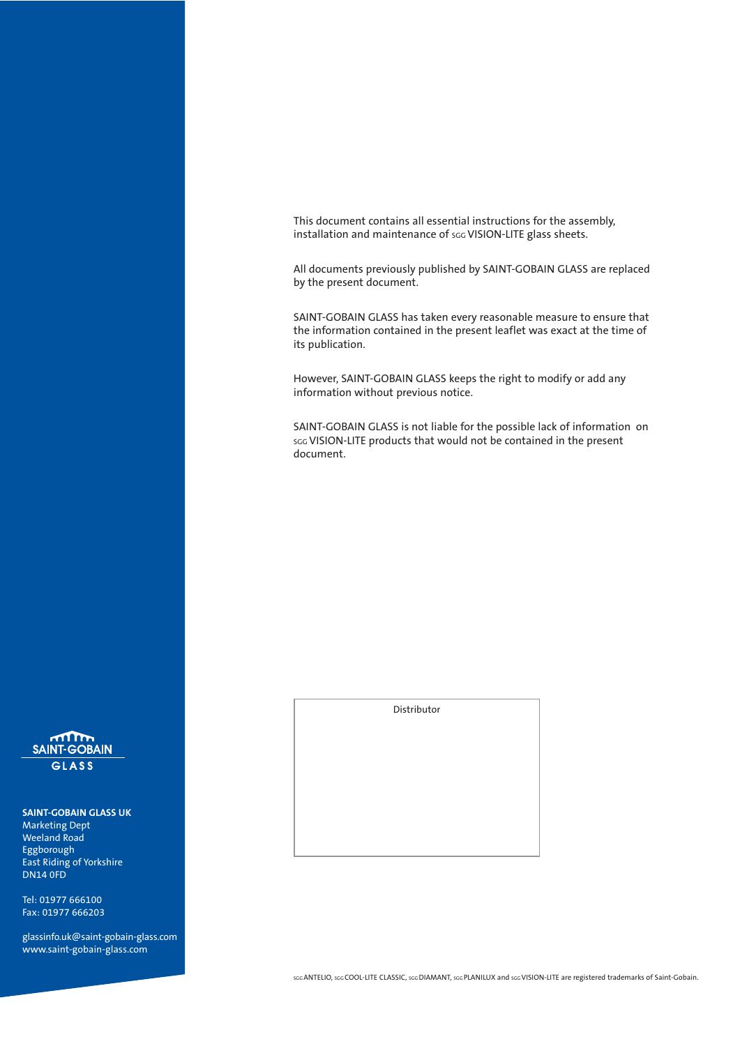This document contains all essential instructions for the assembly, installation and maintenance of SGG VISION-LITE glass sheets.

All documents previously published by SAINT-GOBAIN GLASS are replaced by the present document.

SAINT-GOBAIN GLASS has taken every reasonable measure to ensure that the information contained in the present leaflet was exact at the time of its publication.

However, SAINT-GOBAIN GLASS keeps the right to modify or add any information without previous notice.

SAINT-GOBAIN GLASS is not liable for the possible lack of information on SGG VISION-LITE products that would not be contained in the present document.

SAINT-GOBAIN GLASS

**SAINT-GOBAIN GLASS UK**
Marketing Dept
Weeland Road
Eggborough
East Riding of Yorkshire
DN14 0FD

Tel: 01977 666100
Fax: 01977 666203

glassinfo.uk@saint-gobain-glass.com
www.saint-gobain-glass.com

Distributor

SGG ANTELIO, SGG COOL-LITE CLASSIC, SGG DIAMANT, SGG PLANILUX and SGG VISION-LITE are registered trademarks of Saint-Gobain.